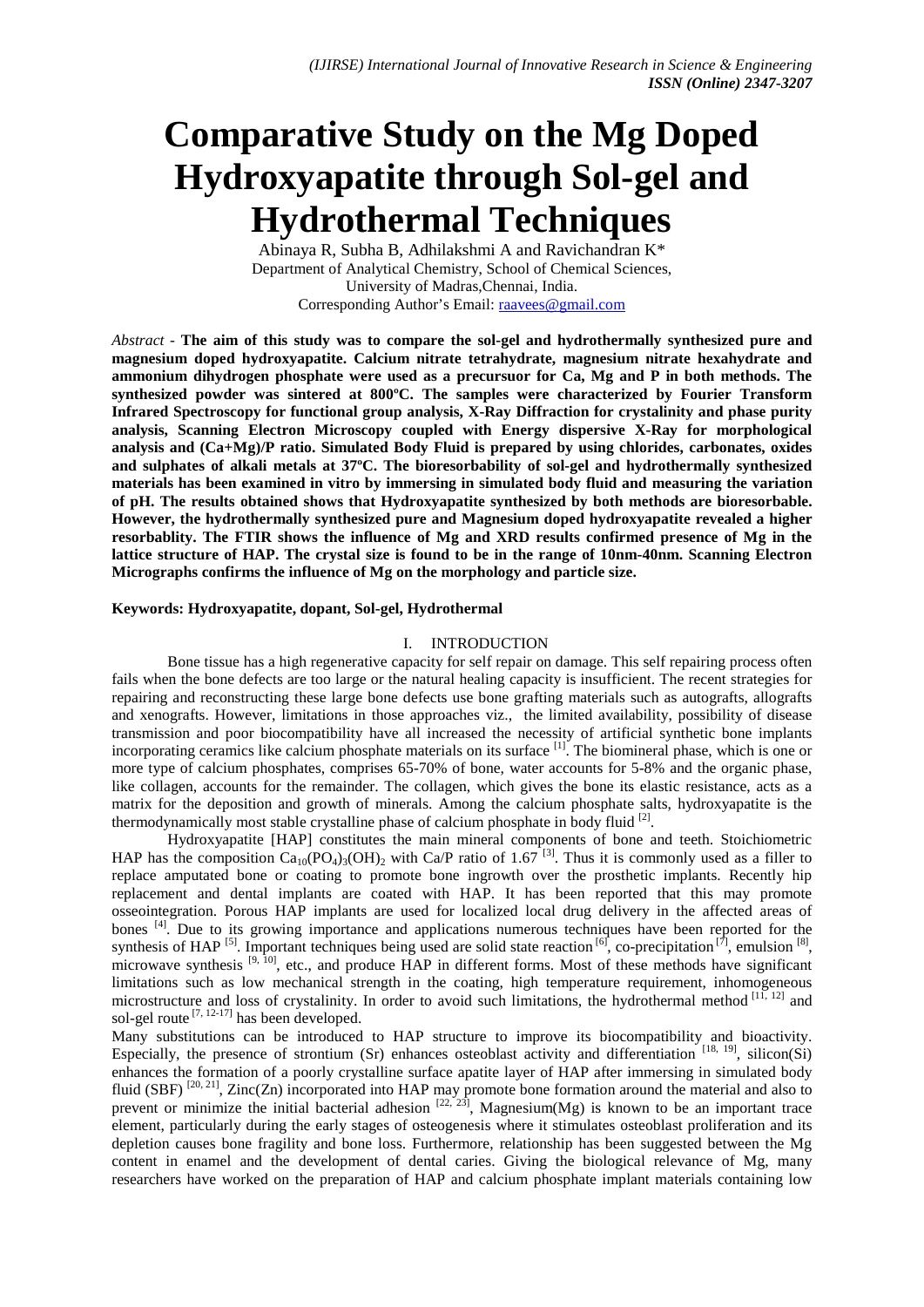# Comparative Study on the Mg Doped Hydroxyapatite through Sol-gel and Hydrothermal Techniques

Abinaya R, Subha B, Adhilakshmi A and Ravichandran K*
Department of Analytical Chemistry, School of Chemical Sciences,
University of Madras,Chennai, India.
Corresponding Author's Email: raavees@gmail.com

*Abstract* - **The aim of this study was to compare the sol-gel and hydrothermally synthesized pure and magnesium doped hydroxyapatite. Calcium nitrate tetrahydrate, magnesium nitrate hexahydrate and ammonium dihydrogen phosphate were used as a precursuor for Ca, Mg and P in both methods. The synthesized powder was sintered at 800ºC. The samples were characterized by Fourier Transform Infrared Spectroscopy for functional group analysis, X-Ray Diffraction for crystalinity and phase purity analysis, Scanning Electron Microscopy coupled with Energy dispersive X-Ray for morphological analysis and (Ca+Mg)/P ratio. Simulated Body Fluid is prepared by using chlorides, carbonates, oxides and sulphates of alkali metals at 37ºC. The bioresorbability of sol-gel and hydrothermally synthesized materials has been examined in vitro by immersing in simulated body fluid and measuring the variation of pH. The results obtained shows that Hydroxyapatite synthesized by both methods are bioresorbable. However, the hydrothermally synthesized pure and Magnesium doped hydroxyapatite revealed a higher resorbablity. The FTIR shows the influence of Mg and XRD results confirmed presence of Mg in the lattice structure of HAP. The crystal size is found to be in the range of 10nm-40nm. Scanning Electron Micrographs confirms the influence of Mg on the morphology and particle size.**

**Keywords: Hydroxyapatite, dopant, Sol-gel, Hydrothermal**

## I. INTRODUCTION

Bone tissue has a high regenerative capacity for self repair on damage. This self repairing process often fails when the bone defects are too large or the natural healing capacity is insufficient. The recent strategies for repairing and reconstructing these large bone defects use bone grafting materials such as autografts, allografts and xenografts. However, limitations in those approaches viz., the limited availability, possibility of disease transmission and poor biocompatibility have all increased the necessity of artificial synthetic bone implants incorporating ceramics like calcium phosphate materials on its surface [1]. The biomineral phase, which is one or more type of calcium phosphates, comprises 65-70% of bone, water accounts for 5-8% and the organic phase, like collagen, accounts for the remainder. The collagen, which gives the bone its elastic resistance, acts as a matrix for the deposition and growth of minerals. Among the calcium phosphate salts, hydroxyapatite is the thermodynamically most stable crystalline phase of calcium phosphate in body fluid [2].

Hydroxyapatite [HAP] constitutes the main mineral components of bone and teeth. Stoichiometric HAP has the composition $Ca_{10}(PO_4)_3(OH)_2$ with Ca/P ratio of 1.67 [3]. Thus it is commonly used as a filler to replace amputated bone or coating to promote bone ingrowth over the prosthetic implants. Recently hip replacement and dental implants are coated with HAP. It has been reported that this may promote osseointegration. Porous HAP implants are used for localized local drug delivery in the affected areas of bones [4]. Due to its growing importance and applications numerous techniques have been reported for the synthesis of HAP [5]. Important techniques being used are solid state reaction [6], co-precipitation [7], emulsion [8], microwave synthesis [9, 10], etc., and produce HAP in different forms. Most of these methods have significant limitations such as low mechanical strength in the coating, high temperature requirement, inhomogeneous microstructure and loss of crystalinity. In order to avoid such limitations, the hydrothermal method [11, 12] and sol-gel route [7, 12-17] has been developed.

Many substitutions can be introduced to HAP structure to improve its biocompatibility and bioactivity. Especially, the presence of strontium (Sr) enhances osteoblast activity and differentiation [18, 19], silicon(Si) enhances the formation of a poorly crystalline surface apatite layer of HAP after immersing in simulated body fluid (SBF) [20, 21], Zinc(Zn) incorporated into HAP may promote bone formation around the material and also to prevent or minimize the initial bacterial adhesion [22, 23], Magnesium(Mg) is known to be an important trace element, particularly during the early stages of osteogenesis where it stimulates osteoblast proliferation and its depletion causes bone fragility and bone loss. Furthermore, relationship has been suggested between the Mg content in enamel and the development of dental caries. Giving the biological relevance of Mg, many researchers have worked on the preparation of HAP and calcium phosphate implant materials containing low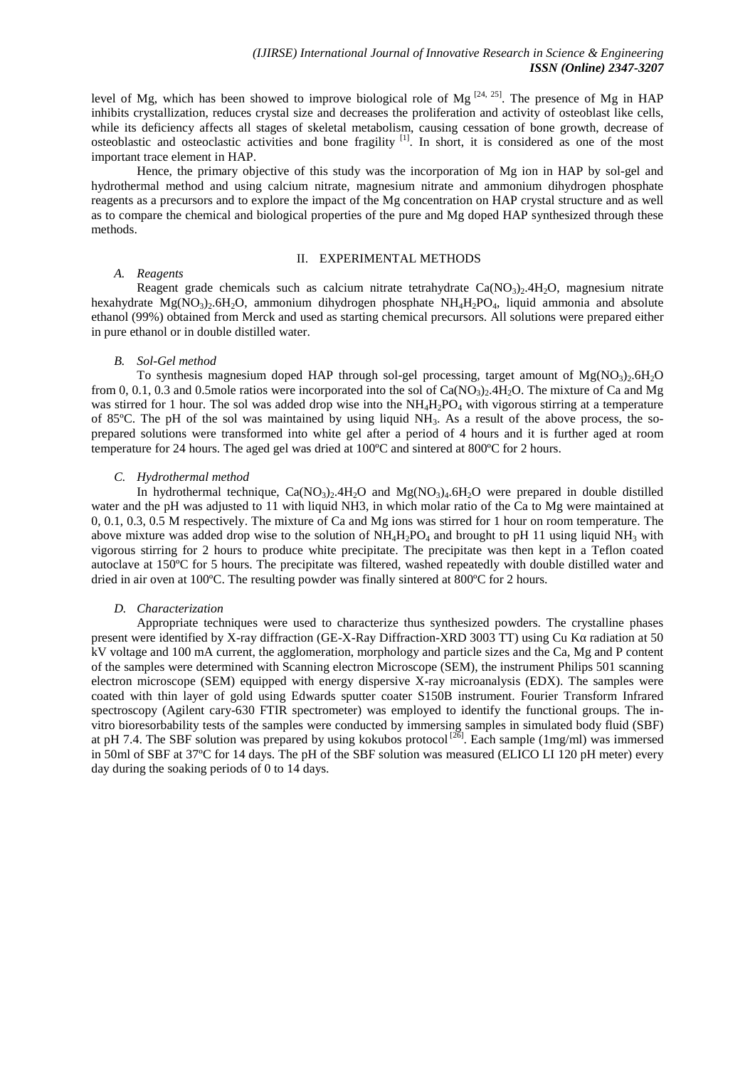level of Mg, which has been showed to improve biological role of Mg [24, 25]. The presence of Mg in HAP inhibits crystallization, reduces crystal size and decreases the proliferation and activity of osteoblast like cells, while its deficiency affects all stages of skeletal metabolism, causing cessation of bone growth, decrease of osteoblastic and osteoclastic activities and bone fragility [1]. In short, it is considered as one of the most important trace element in HAP.

Hence, the primary objective of this study was the incorporation of Mg ion in HAP by sol-gel and hydrothermal method and using calcium nitrate, magnesium nitrate and ammonium dihydrogen phosphate reagents as a precursors and to explore the impact of the Mg concentration on HAP crystal structure and as well as to compare the chemical and biological properties of the pure and Mg doped HAP synthesized through these methods.

## II. EXPERIMENTAL METHODS

### *A. Reagents*

Reagent grade chemicals such as calcium nitrate tetrahydrate $Ca(NO_3)_2.4H_2O$, magnesium nitrate hexahydrate $Mg(NO_3)_2.6H_2O$, ammonium dihydrogen phosphate $NH_4H_2PO_4$, liquid ammonia and absolute ethanol (99%) obtained from Merck and used as starting chemical precursors. All solutions were prepared either in pure ethanol or in double distilled water.

### *B. Sol-Gel method*

To synthesis magnesium doped HAP through sol-gel processing, target amount of $Mg(NO_3)_2.6H_2O$ from 0, 0.1, 0.3 and 0.5mole ratios were incorporated into the sol of $Ca(NO_3)_2.4H_2O$. The mixture of Ca and Mg was stirred for 1 hour. The sol was added drop wise into the $NH_4H_2PO_4$ with vigorous stirring at a temperature of 85ºC. The pH of the sol was maintained by using liquid $NH_3$. As a result of the above process, the so-prepared solutions were transformed into white gel after a period of 4 hours and it is further aged at room temperature for 24 hours. The aged gel was dried at 100ºC and sintered at 800ºC for 2 hours.

### *C. Hydrothermal method*

In hydrothermal technique, $Ca(NO_3)_2.4H_2O$ and $Mg(NO_3)_4.6H_2O$ were prepared in double distilled water and the pH was adjusted to 11 with liquid NH3, in which molar ratio of the Ca to Mg were maintained at 0, 0.1, 0.3, 0.5 M respectively. The mixture of Ca and Mg ions was stirred for 1 hour on room temperature. The above mixture was added drop wise to the solution of $NH_4H_2PO_4$ and brought to pH 11 using liquid $NH_3$ with vigorous stirring for 2 hours to produce white precipitate. The precipitate was then kept in a Teflon coated autoclave at 150ºC for 5 hours. The precipitate was filtered, washed repeatedly with double distilled water and dried in air oven at 100ºC. The resulting powder was finally sintered at 800ºC for 2 hours.

### *D. Characterization*

Appropriate techniques were used to characterize thus synthesized powders. The crystalline phases present were identified by X-ray diffraction (GE-X-Ray Diffraction-XRD 3003 TT) using Cu Kα radiation at 50 kV voltage and 100 mA current, the agglomeration, morphology and particle sizes and the Ca, Mg and P content of the samples were determined with Scanning electron Microscope (SEM), the instrument Philips 501 scanning electron microscope (SEM) equipped with energy dispersive X-ray microanalysis (EDX). The samples were coated with thin layer of gold using Edwards sputter coater S150B instrument. Fourier Transform Infrared spectroscopy (Agilent cary-630 FTIR spectrometer) was employed to identify the functional groups. The in-vitro bioresorbability tests of the samples were conducted by immersing samples in simulated body fluid (SBF) at pH 7.4. The SBF solution was prepared by using kokubos protocol [26]. Each sample (1mg/ml) was immersed in 50ml of SBF at 37ºC for 14 days. The pH of the SBF solution was measured (ELICO LI 120 pH meter) every day during the soaking periods of 0 to 14 days.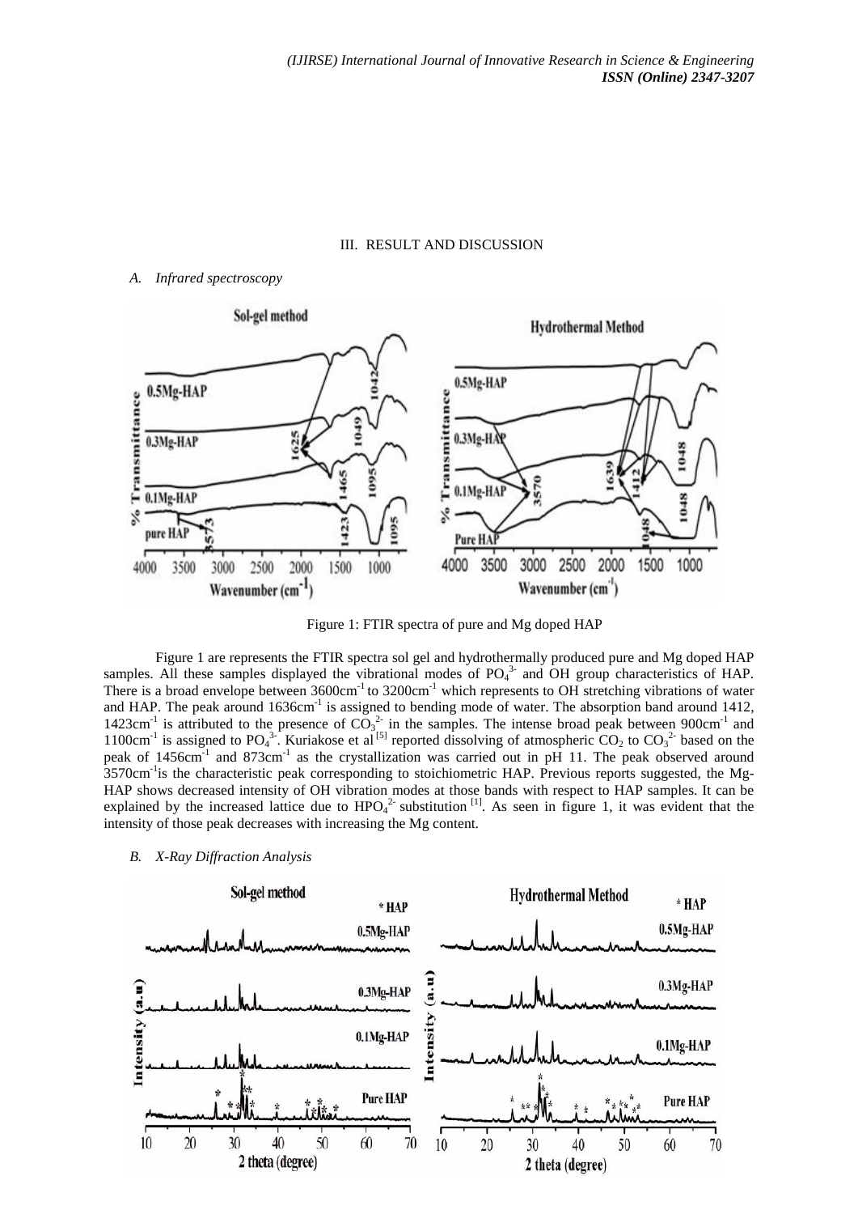## III. RESULT AND DISCUSSION

### *A. Infrared spectroscopy*

Figure 1: FTIR spectra of pure and Mg doped HAP

Figure 1 are represents the FTIR spectra sol gel and hydrothermally produced pure and Mg doped HAP samples. All these samples displayed the vibrational modes of $PO_4^{3-}$ and OH group characteristics of HAP. There is a broad envelope between 3600cm$^{-1}$ to 3200cm$^{-1}$ which represents to OH stretching vibrations of water and HAP. The peak around 1636cm$^{-1}$ is assigned to bending mode of water. The absorption band around 1412, 1423cm$^{-1}$ is attributed to the presence of $CO_3^{2-}$ in the samples. The intense broad peak between 900cm$^{-1}$ and 1100cm$^{-1}$ is assigned to $PO_4^{3-}$. Kuriakose et al [5] reported dissolving of atmospheric $CO_2$ to $CO_3^{2-}$ based on the peak of 1456cm$^{-1}$ and 873cm$^{-1}$ as the crystallization was carried out in pH 11. The peak observed around 3570cm$^{-1}$is the characteristic peak corresponding to stoichiometric HAP. Previous reports suggested, the Mg-HAP shows decreased intensity of OH vibration modes at those bands with respect to HAP samples. It can be explained by the increased lattice due to $HPO_4^{2-}$ substitution [1]. As seen in figure 1, it was evident that the intensity of those peak decreases with increasing the Mg content.

### *B. X-Ray Diffraction Analysis*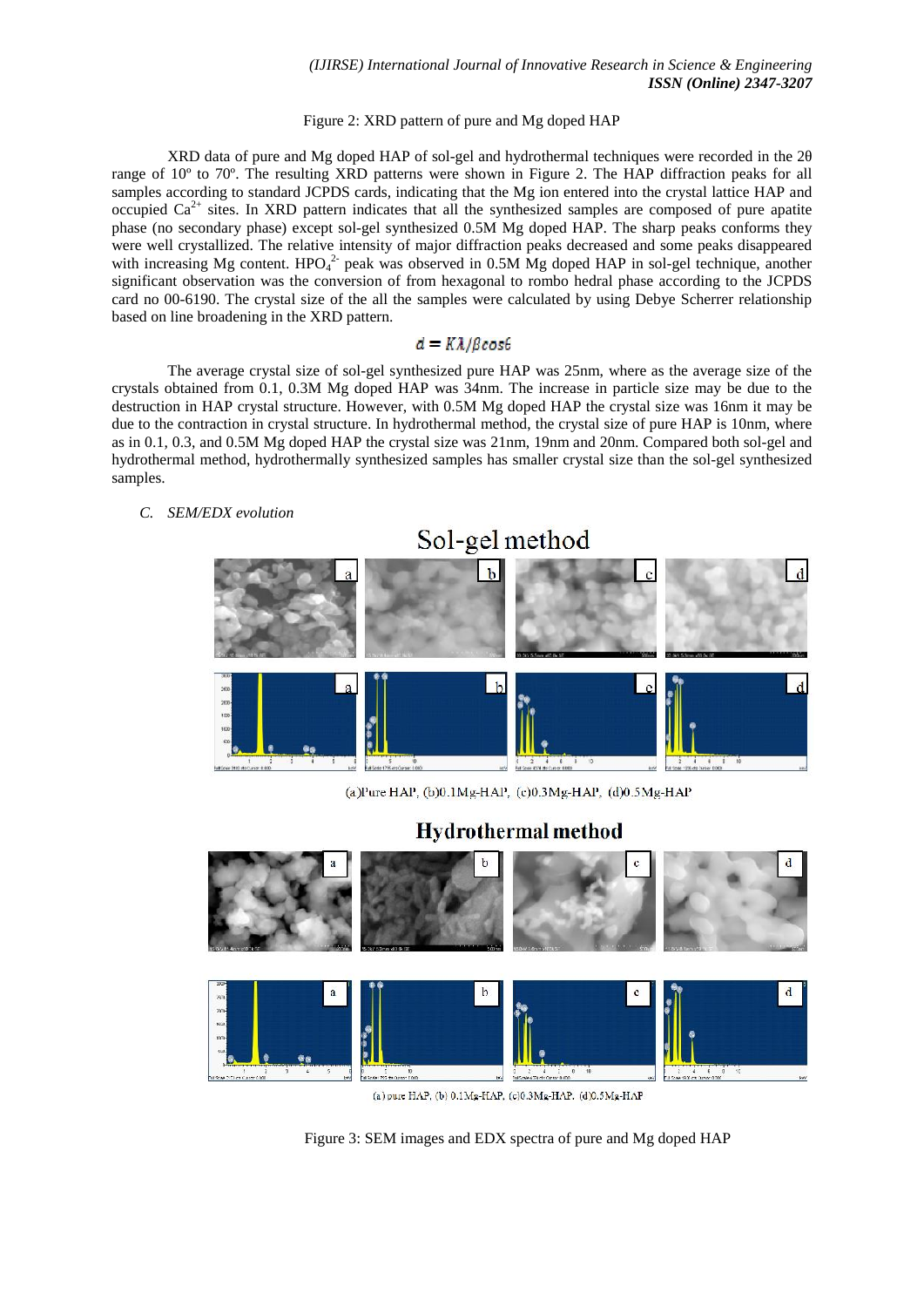Figure 2: XRD pattern of pure and Mg doped HAP

XRD data of pure and Mg doped HAP of sol-gel and hydrothermal techniques were recorded in the 2θ range of 10º to 70º. The resulting XRD patterns were shown in Figure 2. The HAP diffraction peaks for all samples according to standard JCPDS cards, indicating that the Mg ion entered into the crystal lattice HAP and occupied $Ca^{2+}$ sites. In XRD pattern indicates that all the synthesized samples are composed of pure apatite phase (no secondary phase) except sol-gel synthesized 0.5M Mg doped HAP. The sharp peaks conforms they were well crystallized. The relative intensity of major diffraction peaks decreased and some peaks disappeared with increasing Mg content. $HPO_4^{2-}$ peak was observed in 0.5M Mg doped HAP in sol-gel technique, another significant observation was the conversion of from hexagonal to rombo hedral phase according to the JCPDS card no 00-6190. The crystal size of the all the samples were calculated by using Debye Scherrer relationship based on line broadening in the XRD pattern.

$$d = K\lambda/\beta\cos\theta$$

The average crystal size of sol-gel synthesized pure HAP was 25nm, where as the average size of the crystals obtained from 0.1, 0.3M Mg doped HAP was 34nm. The increase in particle size may be due to the destruction in HAP crystal structure. However, with 0.5M Mg doped HAP the crystal size was 16nm it may be due to the contraction in crystal structure. In hydrothermal method, the crystal size of pure HAP is 10nm, where as in 0.1, 0.3, and 0.5M Mg doped HAP the crystal size was 21nm, 19nm and 20nm. Compared both sol-gel and hydrothermal method, hydrothermally synthesized samples has smaller crystal size than the sol-gel synthesized samples.

### C. *SEM/EDX evolution*

Sol-gel method

(a)Pure HAP, (b)0.1Mg-HAP, (c)0.3Mg-HAP, (d)0.5Mg-HAP

Hydrothermal method

(a) pure HAP, (b) 0.1Mg-HAP, (c)0.3Mg-HAP, (d)0.5Mg-HAP

Figure 3: SEM images and EDX spectra of pure and Mg doped HAP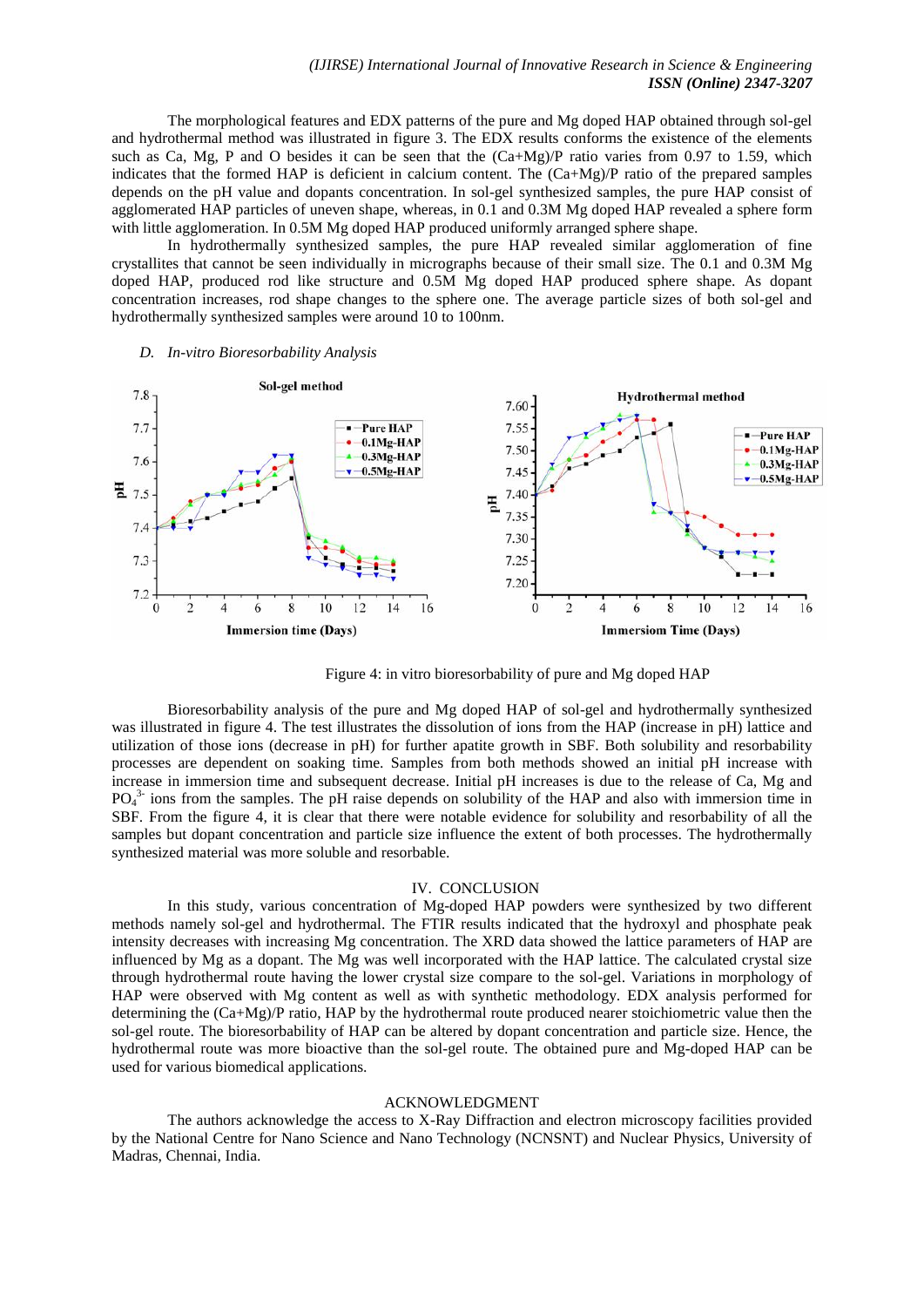The morphological features and EDX patterns of the pure and Mg doped HAP obtained through sol-gel and hydrothermal method was illustrated in figure 3. The EDX results conforms the existence of the elements such as Ca, Mg, P and O besides it can be seen that the (Ca+Mg)/P ratio varies from 0.97 to 1.59, which indicates that the formed HAP is deficient in calcium content. The (Ca+Mg)/P ratio of the prepared samples depends on the pH value and dopants concentration. In sol-gel synthesized samples, the pure HAP consist of agglomerated HAP particles of uneven shape, whereas, in 0.1 and 0.3M Mg doped HAP revealed a sphere form with little agglomeration. In 0.5M Mg doped HAP produced uniformly arranged sphere shape.

In hydrothermally synthesized samples, the pure HAP revealed similar agglomeration of fine crystallites that cannot be seen individually in micrographs because of their small size. The 0.1 and 0.3M Mg doped HAP, produced rod like structure and 0.5M Mg doped HAP produced sphere shape. As dopant concentration increases, rod shape changes to the sphere one. The average particle sizes of both sol-gel and hydrothermally synthesized samples were around 10 to 100nm.

### *D. In-vitro Bioresorbability Analysis*

Figure 4: in vitro bioresorbability of pure and Mg doped HAP

Bioresorbability analysis of the pure and Mg doped HAP of sol-gel and hydrothermally synthesized was illustrated in figure 4. The test illustrates the dissolution of ions from the HAP (increase in pH) lattice and utilization of those ions (decrease in pH) for further apatite growth in SBF. Both solubility and resorbability processes are dependent on soaking time. Samples from both methods showed an initial pH increase with increase in immersion time and subsequent decrease. Initial pH increases is due to the release of Ca, Mg and $PO_4^{3-}$ ions from the samples. The pH raise depends on solubility of the HAP and also with immersion time in SBF. From the figure 4, it is clear that there were notable evidence for solubility and resorbability of all the samples but dopant concentration and particle size influence the extent of both processes. The hydrothermally synthesized material was more soluble and resorbable.

## IV. CONCLUSION

In this study, various concentration of Mg-doped HAP powders were synthesized by two different methods namely sol-gel and hydrothermal. The FTIR results indicated that the hydroxyl and phosphate peak intensity decreases with increasing Mg concentration. The XRD data showed the lattice parameters of HAP are influenced by Mg as a dopant. The Mg was well incorporated with the HAP lattice. The calculated crystal size through hydrothermal route having the lower crystal size compare to the sol-gel. Variations in morphology of HAP were observed with Mg content as well as with synthetic methodology. EDX analysis performed for determining the (Ca+Mg)/P ratio, HAP by the hydrothermal route produced nearer stoichiometric value then the sol-gel route. The bioresorbability of HAP can be altered by dopant concentration and particle size. Hence, the hydrothermal route was more bioactive than the sol-gel route. The obtained pure and Mg-doped HAP can be used for various biomedical applications.

## ACKNOWLEDGMENT

The authors acknowledge the access to X-Ray Diffraction and electron microscopy facilities provided by the National Centre for Nano Science and Nano Technology (NCNSNT) and Nuclear Physics, University of Madras, Chennai, India.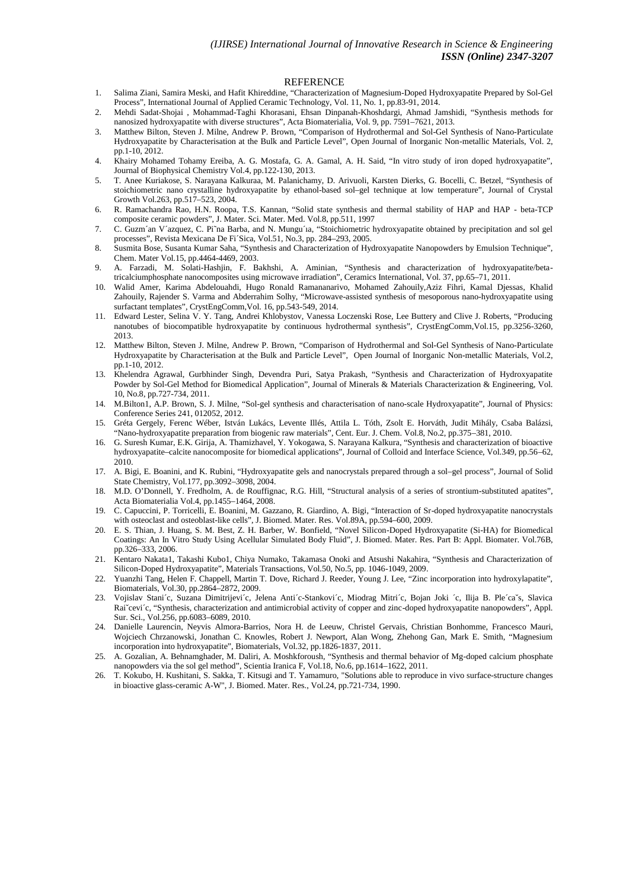## REFERENCE

1. Salima Ziani, Samira Meski, and Hafit Khireddine, "Characterization of Magnesium-Doped Hydroxyapatite Prepared by Sol-Gel Process", International Journal of Applied Ceramic Technology, Vol. 11, No. 1, pp.83-91, 2014.
2. Mehdi Sadat-Shojai , Mohammad-Taghi Khorasani, Ehsan Dinpanah-Khoshdargi, Ahmad Jamshidi, "Synthesis methods for nanosized hydroxyapatite with diverse structures", Acta Biomaterialia, Vol. 9, pp. 7591–7621, 2013.
3. Matthew Bilton, Steven J. Milne, Andrew P. Brown, "Comparison of Hydrothermal and Sol-Gel Synthesis of Nano-Particulate Hydroxyapatite by Characterisation at the Bulk and Particle Level", Open Journal of Inorganic Non-metallic Materials, Vol. 2, pp.1-10, 2012.
4. Khairy Mohamed Tohamy Ereiba, A. G. Mostafa, G. A. Gamal, A. H. Said, "In vitro study of iron doped hydroxyapatite", Journal of Biophysical Chemistry Vol.4, pp.122-130, 2013.
5. T. Anee Kuriakose, S. Narayana Kalkuraa, M. Palanichamy, D. Arivuoli, Karsten Dierks, G. Bocelli, C. Betzel, "Synthesis of stoichiometric nano crystalline hydroxyapatite by ethanol-based sol–gel technique at low temperature", Journal of Crystal Growth Vol.263, pp.517–523, 2004.
6. R. Ramachandra Rao, H.N. Roopa, T.S. Kannan, "Solid state synthesis and thermal stability of HAP and HAP - beta-TCP composite ceramic powders", J. Mater. Sci. Mater. Med. Vol.8, pp.511, 1997
7. C. Guzm´an V´azquez, C. Pi˜na Barba, and N. Mungu´ıa, "Stoichiometric hydroxyapatite obtained by precipitation and sol gel processes", Revista Mexicana De Fi´Sica, Vol.51, No.3, pp. 284–293, 2005.
8. Susmita Bose, Susanta Kumar Saha, "Synthesis and Characterization of Hydroxyapatite Nanopowders by Emulsion Technique", Chem. Mater Vol.15, pp.4464-4469, 2003.
9. A. Farzadi, M. Solati-Hashjin, F. Bakhshi, A. Aminian, "Synthesis and characterization of hydroxyapatite/beta-tricalciumphosphate nanocomposites using microwave irradiation", Ceramics International, Vol. 37, pp.65–71, 2011.
10. Walid Amer, Karima Abdelouahdi, Hugo Ronald Ramananarivo, Mohamed Zahouily,Aziz Fihri, Kamal Djessas, Khalid Zahouily, Rajender S. Varma and Abderrahim Solhy, "Microwave-assisted synthesis of mesoporous nano-hydroxyapatite using surfactant templates", CrystEngComm,Vol. 16, pp.543-549, 2014.
11. Edward Lester, Selina V. Y. Tang, Andrei Khlobystov, Vanessa Loczenski Rose, Lee Buttery and Clive J. Roberts, "Producing nanotubes of biocompatible hydroxyapatite by continuous hydrothermal synthesis", CrystEngComm,Vol.15, pp.3256-3260, 2013.
12. Matthew Bilton, Steven J. Milne, Andrew P. Brown, "Comparison of Hydrothermal and Sol-Gel Synthesis of Nano-Particulate Hydroxyapatite by Characterisation at the Bulk and Particle Level", Open Journal of Inorganic Non-metallic Materials, Vol.2, pp.1-10, 2012.
13. Khelendra Agrawal, Gurbhinder Singh, Devendra Puri, Satya Prakash, "Synthesis and Characterization of Hydroxyapatite Powder by Sol-Gel Method for Biomedical Application", Journal of Minerals & Materials Characterization & Engineering, Vol. 10, No.8, pp.727-734, 2011.
14. M.Bilton1, A.P. Brown, S. J. Milne, "Sol-gel synthesis and characterisation of nano-scale Hydroxyapatite", Journal of Physics: Conference Series 241, 012052, 2012.
15. Gréta Gergely, Ferenc Wéber, István Lukács, Levente Illés, Attila L. Tóth, Zsolt E. Horváth, Judit Mihály, Csaba Balázsi, "Nano-hydroxyapatite preparation from biogenic raw materials", Cent. Eur. J. Chem. Vol.8, No.2, pp.375–381, 2010.
16. G. Suresh Kumar, E.K. Girija, A. Thamizhavel, Y. Yokogawa, S. Narayana Kalkura, "Synthesis and characterization of bioactive hydroxyapatite–calcite nanocomposite for biomedical applications", Journal of Colloid and Interface Science, Vol.349, pp.56–62, 2010.
17. A. Bigi, E. Boanini, and K. Rubini, "Hydroxyapatite gels and nanocrystals prepared through a sol–gel process", Journal of Solid State Chemistry, Vol.177, pp.3092–3098, 2004.
18. M.D. O'Donnell, Y. Fredholm, A. de Rouffignac, R.G. Hill, "Structural analysis of a series of strontium-substituted apatites", Acta Biomaterialia Vol.4, pp.1455–1464, 2008.
19. C. Capuccini, P. Torricelli, E. Boanini, M. Gazzano, R. Giardino, A. Bigi, "Interaction of Sr-doped hydroxyapatite nanocrystals with osteoclast and osteoblast-like cells", J. Biomed. Mater. Res. Vol.89A, pp.594–600, 2009.
20. E. S. Thian, J. Huang, S. M. Best, Z. H. Barber, W. Bonfield, "Novel Silicon-Doped Hydroxyapatite (Si-HA) for Biomedical Coatings: An In Vitro Study Using Acellular Simulated Body Fluid", J. Biomed. Mater. Res. Part B: Appl. Biomater. Vol.76B, pp.326–333, 2006.
21. Kentaro Nakata1, Takashi Kubo1, Chiya Numako, Takamasa Onoki and Atsushi Nakahira, "Synthesis and Characterization of Silicon-Doped Hydroxyapatite", Materials Transactions, Vol.50, No.5, pp. 1046-1049, 2009.
22. Yuanzhi Tang, Helen F. Chappell, Martin T. Dove, Richard J. Reeder, Young J. Lee, "Zinc incorporation into hydroxylapatite", Biomaterials, Vol.30, pp.2864–2872, 2009.
23. Vojislav Stani´c, Suzana Dimitrijevi´c, Jelena Anti´c-Stankovi´c, Miodrag Mitri´c, Bojan Joki ´c, Ilija B. Ple´ca˘s, Slavica Rai˘cevi´c, "Synthesis, characterization and antimicrobial activity of copper and zinc-doped hydroxyapatite nanopowders", Appl. Sur. Sci., Vol.256, pp.6083–6089, 2010.
24. Danielle Laurencin, Neyvis Almora-Barrios, Nora H. de Leeuw, Christel Gervais, Christian Bonhomme, Francesco Mauri, Wojciech Chrzanowski, Jonathan C. Knowles, Robert J. Newport, Alan Wong, Zhehong Gan, Mark E. Smith, "Magnesium incorporation into hydroxyapatite", Biomaterials, Vol.32, pp.1826-1837, 2011.
25. A. Gozalian, A. Behnamghader, M. Daliri, A. Moshkforoush, "Synthesis and thermal behavior of Mg-doped calcium phosphate nanopowders via the sol gel method", Scientia Iranica F, Vol.18, No.6, pp.1614–1622, 2011.
26. T. Kokubo, H. Kushitani, S. Sakka, T. Kitsugi and T. Yamamuro, "Solutions able to reproduce in vivo surface-structure changes in bioactive glass-ceramic A-W", J. Biomed. Mater. Res., Vol.24, pp.721-734, 1990.